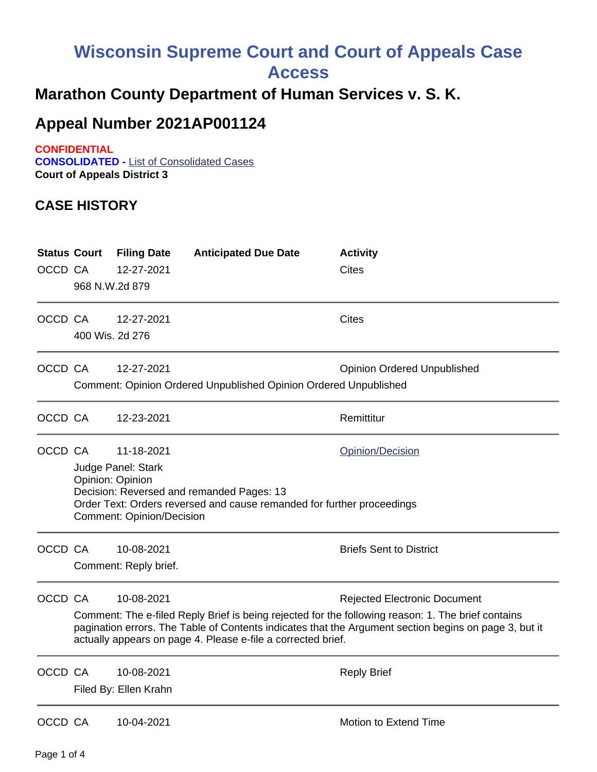# Wisconsin Supreme Court and Court of Appeals Case Access

## Marathon County Department of Human Services v. S. K.

## Appeal Number 2021AP001124

**CONFIDENTIAL**
**CONSOLIDATED -** List of Consolidated Cases
**Court of Appeals District 3**

### CASE HISTORY

| Status | Court | Filing Date | Anticipated Due Date | Activity |
|---|---|---|---|---|
| OCCD | CA | 12-27-2021 | | Cites |
| | 968 N.W.2d 879 | | | |
| OCCD | CA | 12-27-2021 | | Cites |
| | 400 Wis. 2d 276 | | | |
| OCCD | CA | 12-27-2021 | | Opinion Ordered Unpublished |
| | Comment: Opinion Ordered Unpublished Opinion Ordered Unpublished | | | |
| OCCD | CA | 12-23-2021 | | Remittitur |
| OCCD | CA | 11-18-2021 | | Opinion/Decision |
| | Judge Panel: Stark<br>Opinion: Opinion<br>Decision: Reversed and remanded Pages: 13<br>Order Text: Orders reversed and cause remanded for further proceedings<br>Comment: Opinion/Decision | | | |
| OCCD | CA | 10-08-2021 | | Briefs Sent to District |
| | Comment: Reply brief. | | | |
| OCCD | CA | 10-08-2021 | | Rejected Electronic Document |
| | Comment: The e-filed Reply Brief is being rejected for the following reason: 1. The brief contains pagination errors. The Table of Contents indicates that the Argument section begins on page 3, but it actually appears on page 4. Please e-file a corrected brief. | | | |
| OCCD | CA | 10-08-2021 | | Reply Brief |
| | Filed By: Ellen Krahn | | | |
| OCCD | CA | 10-04-2021 | | Motion to Extend Time |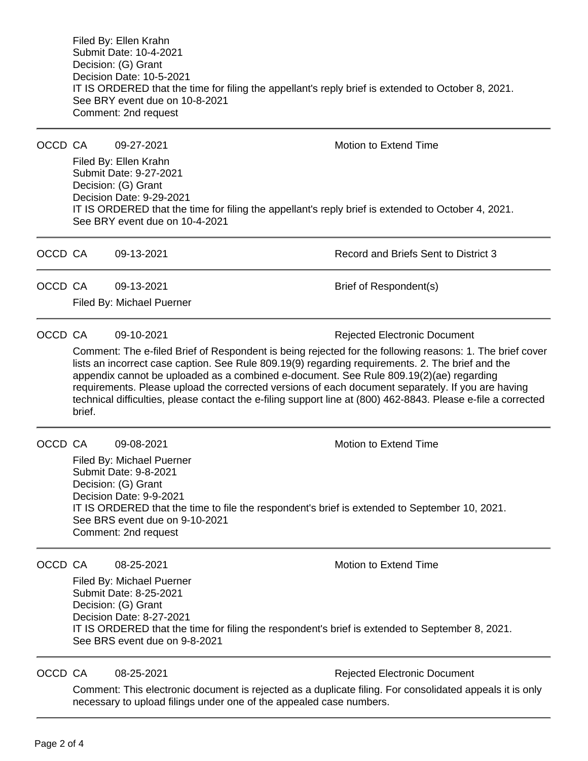Filed By: Ellen Krahn
Submit Date: 10-4-2021
Decision: (G) Grant
Decision Date: 10-5-2021
IT IS ORDERED that the time for filing the appellant's reply brief is extended to October 8, 2021.
See BRY event due on 10-8-2021
Comment: 2nd request

---

OCCD CA 09-27-2021 Motion to Extend Time

Filed By: Ellen Krahn
Submit Date: 9-27-2021
Decision: (G) Grant
Decision Date: 9-29-2021
IT IS ORDERED that the time for filing the appellant's reply brief is extended to October 4, 2021.
See BRY event due on 10-4-2021

---

OCCD CA 09-13-2021 Record and Briefs Sent to District 3

---

OCCD CA 09-13-2021 Brief of Respondent(s)

Filed By: Michael Puerner

---

OCCD CA 09-10-2021 Rejected Electronic Document

Comment: The e-filed Brief of Respondent is being rejected for the following reasons: 1. The brief cover lists an incorrect case caption. See Rule 809.19(9) regarding requirements. 2. The brief and the appendix cannot be uploaded as a combined e-document. See Rule 809.19(2)(ae) regarding requirements. Please upload the corrected versions of each document separately. If you are having technical difficulties, please contact the e-filing support line at (800) 462-8843. Please e-file a corrected brief.

---

OCCD CA 09-08-2021 Motion to Extend Time

Filed By: Michael Puerner
Submit Date: 9-8-2021
Decision: (G) Grant
Decision Date: 9-9-2021
IT IS ORDERED that the time to file the respondent's brief is extended to September 10, 2021.
See BRS event due on 9-10-2021
Comment: 2nd request

---

OCCD CA 08-25-2021 Motion to Extend Time

Filed By: Michael Puerner
Submit Date: 8-25-2021
Decision: (G) Grant
Decision Date: 8-27-2021
IT IS ORDERED that the time for filing the respondent's brief is extended to September 8, 2021.
See BRS event due on 9-8-2021

---

OCCD CA 08-25-2021 Rejected Electronic Document

Comment: This electronic document is rejected as a duplicate filing. For consolidated appeals it is only necessary to upload filings under one of the appealed case numbers.

---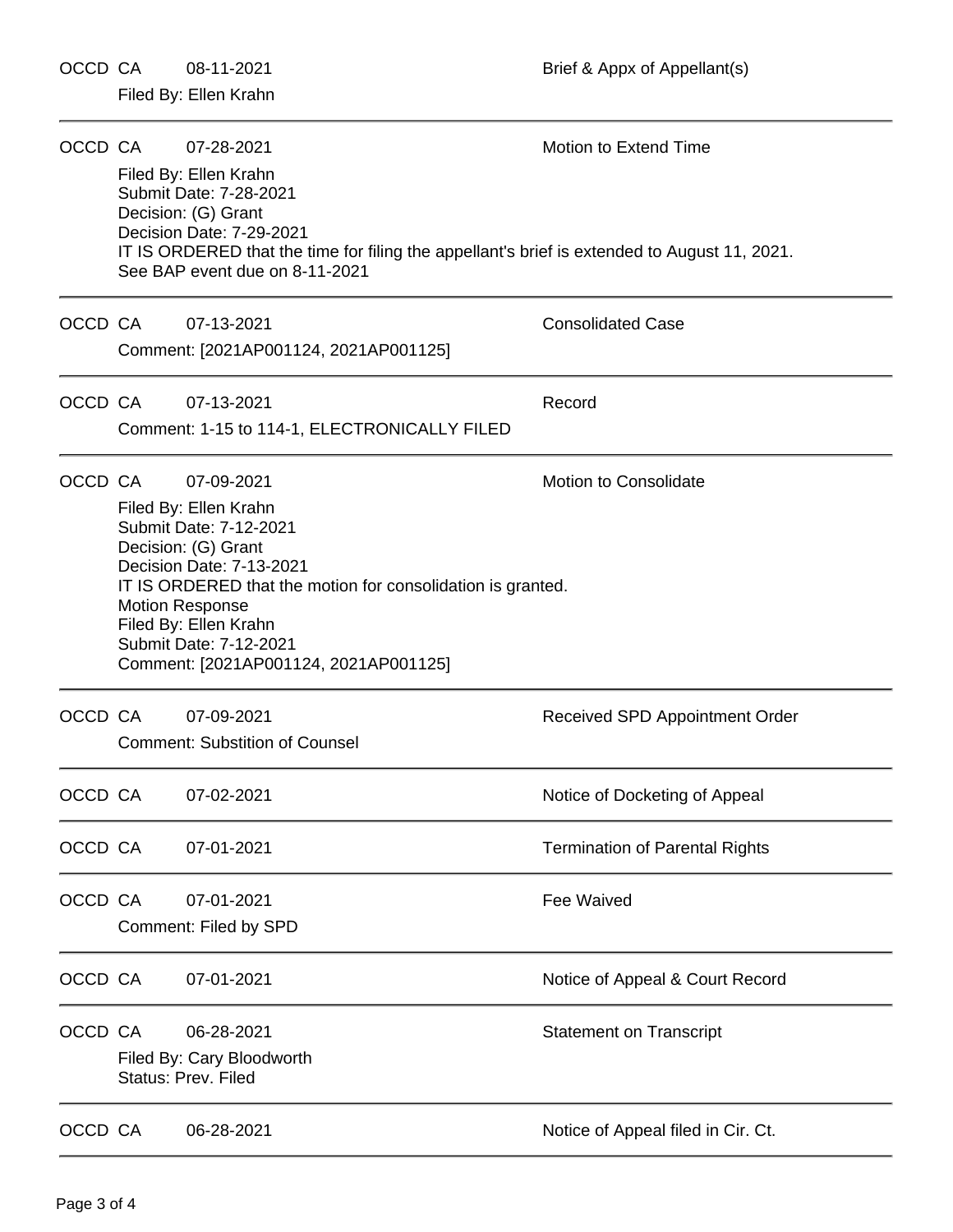OCCD CA 08-11-2021 Brief & Appx of Appellant(s)

Filed By: Ellen Krahn

---

OCCD CA 07-28-2021 Motion to Extend Time

Filed By: Ellen Krahn
Submit Date: 7-28-2021
Decision: (G) Grant
Decision Date: 7-29-2021
IT IS ORDERED that the time for filing the appellant's brief is extended to August 11, 2021.
See BAP event due on 8-11-2021

---

OCCD CA 07-13-2021 Consolidated Case

Comment: [2021AP001124, 2021AP001125]

---

OCCD CA 07-13-2021 Record

Comment: 1-15 to 114-1, ELECTRONICALLY FILED

---

OCCD CA 07-09-2021 Motion to Consolidate

Filed By: Ellen Krahn
Submit Date: 7-12-2021
Decision: (G) Grant
Decision Date: 7-13-2021
IT IS ORDERED that the motion for consolidation is granted.
Motion Response
Filed By: Ellen Krahn
Submit Date: 7-12-2021
Comment: [2021AP001124, 2021AP001125]

---

OCCD CA 07-09-2021 Received SPD Appointment Order

Comment: Substition of Counsel

---

OCCD CA 07-02-2021 Notice of Docketing of Appeal

---

OCCD CA 07-01-2021 Termination of Parental Rights

---

OCCD CA 07-01-2021 Fee Waived

Comment: Filed by SPD

---

OCCD CA 07-01-2021 Notice of Appeal & Court Record

---

OCCD CA 06-28-2021 Statement on Transcript

Filed By: Cary Bloodworth
Status: Prev. Filed

---

OCCD CA 06-28-2021 Notice of Appeal filed in Cir. Ct.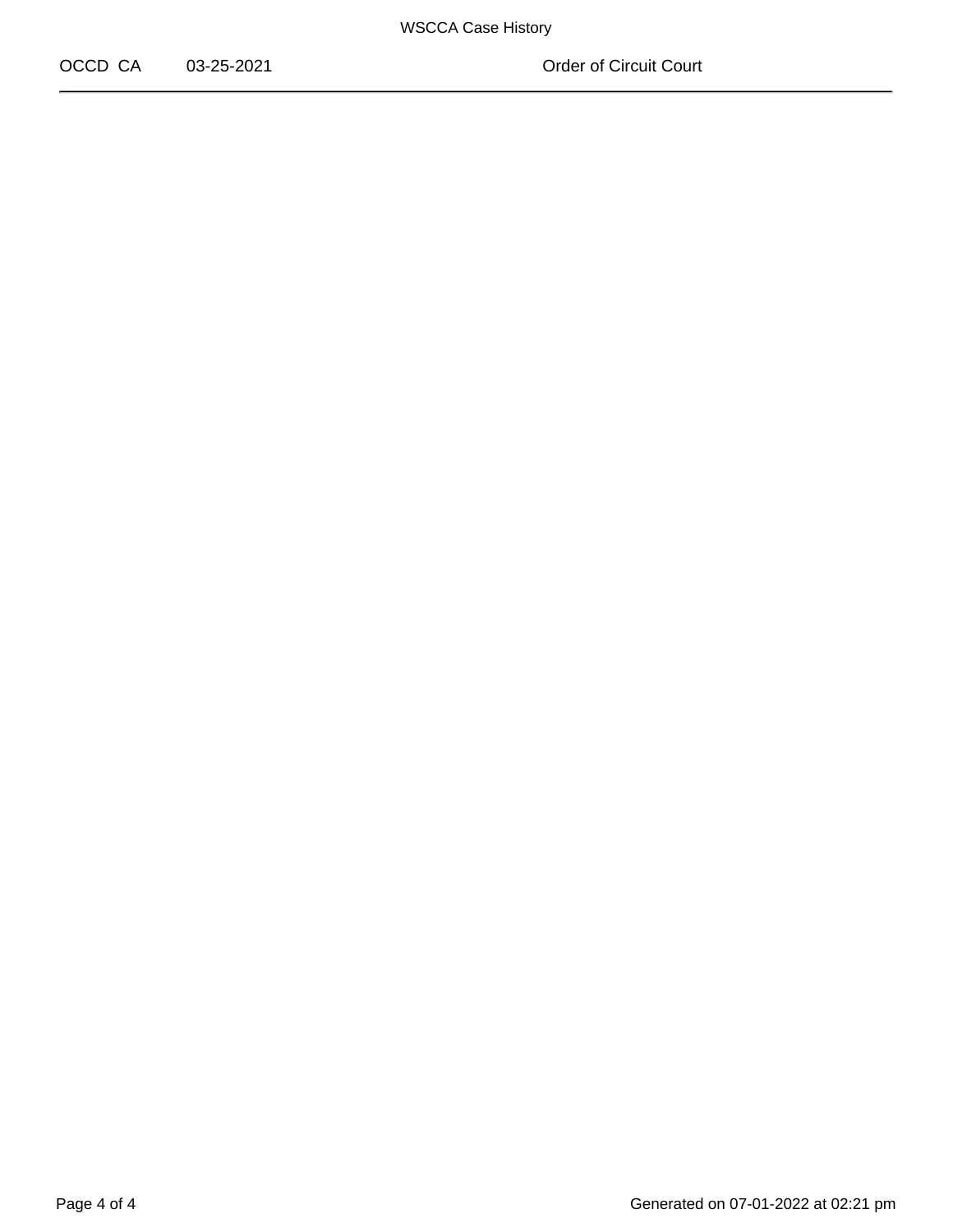| | | |
|---|---|---|
| OCCD CA | 03-25-2021 | Order of Circuit Court |